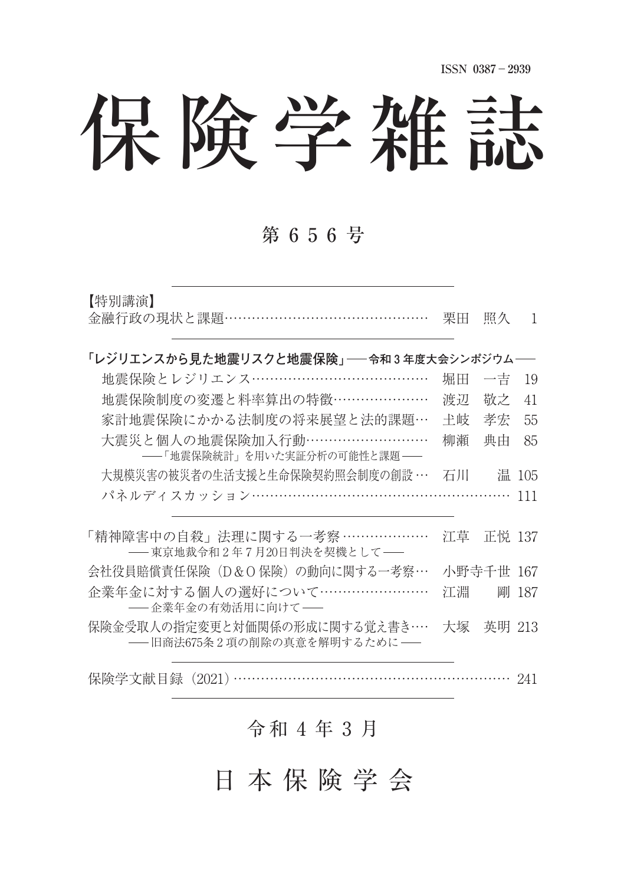ISSN 0387－2939

# 保険学雑誌

## 第656号

【特別講演】

金融行政の現状と課題…………………………………………　栗田　照久　1

「レジリエンスから見た地震リスクと地震保険」――令和3年度大会シンポジウム――

- 地震保険とレジリエンス…………………………………　堀田　一吉　19
- 地震保険制度の変遷と料率算出の特徴…………………　渡辺　敬之　41
- 家計地震保険にかかる法制度の将来展望と法的課題…　土岐　孝宏　55
- 大震災と個人の地震保険加入行動………………………　柳瀬　典由　85
  ――「地震保険統計」を用いた実証分析の可能性と課題――
- 大規模災害の被災者の生活支援と生命保険契約照会制度の創設…　石川　温　105
- パネルディスカッション……………………………………………… 111

「精神障害中の自殺」法理に関する一考察………………　江草　正悦　137
――東京地裁令和2年7月20日判決を契機として――

会社役員賠償責任保険（D＆O保険）の動向に関する一考察…　小野寺千世　167

企業年金に対する個人の選好について……………………　江淵　剛　187
――企業年金の有効活用に向けて――

保険金受取人の指定変更と対価関係の形成に関する覚え書き…　大塚　英明　213
――旧商法675条2項の削除の真意を解明するために――

保険学文献目録（2021）……………………………………………… 241

令和4年3月

日本保険学会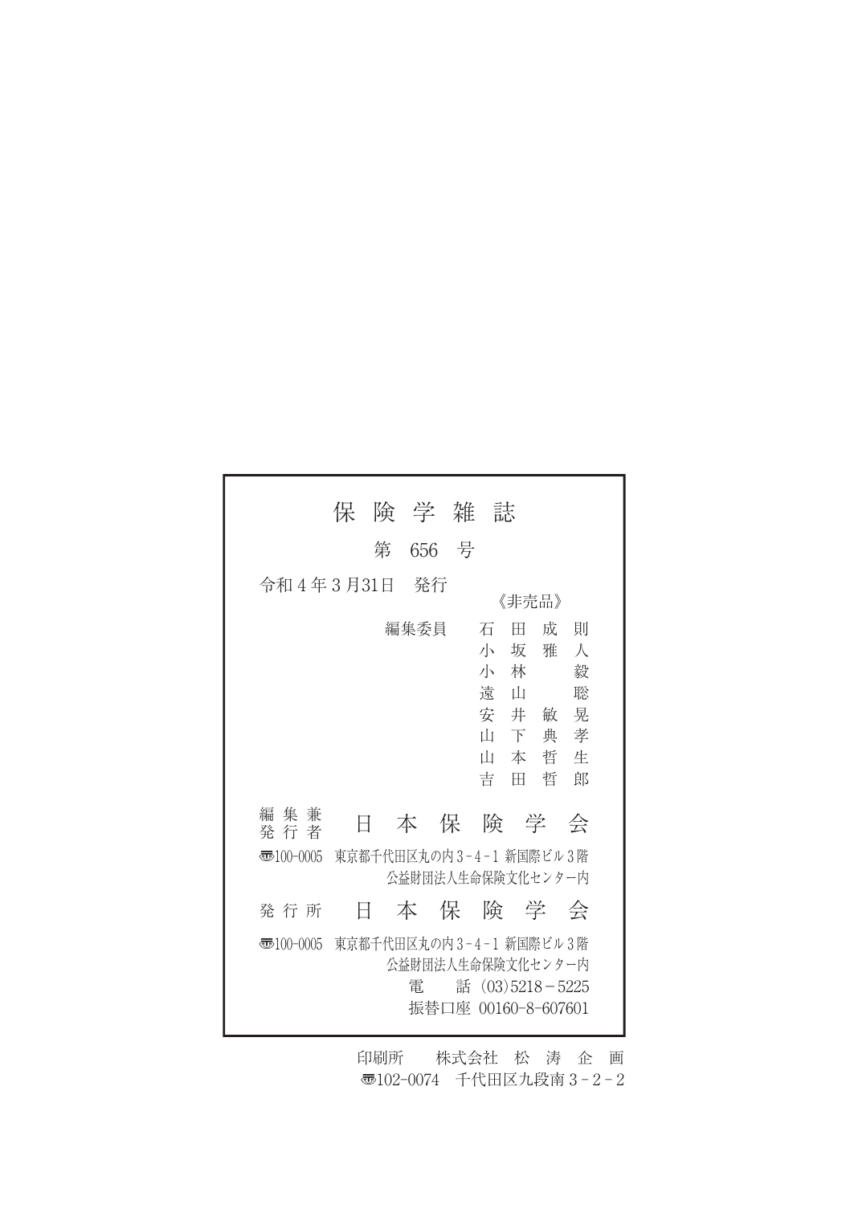# 保険学雑誌

第 656 号

令和4年3月31日　発行

《非売品》

編集委員　石田成則
　　　　　小坂雅人
　　　　　小林　毅
　　　　　遠山　聡
　　　　　安井敏晃
　　　　　山下典孝
　　　　　山本哲生
　　　　　吉田哲郎

編集兼発行者　日本保険学会

〒100-0005　東京都千代田区丸の内3-4-1 新国際ビル3階
公益財団法人生命保険文化センター内

発行所　日本保険学会

〒100-0005　東京都千代田区丸の内3-4-1 新国際ビル3階
公益財団法人生命保険文化センター内
電　話 (03)5218-5225
振替口座 00160-8-607601

印刷所　株式会社　松涛企画
〒102-0074　千代田区九段南3-2-2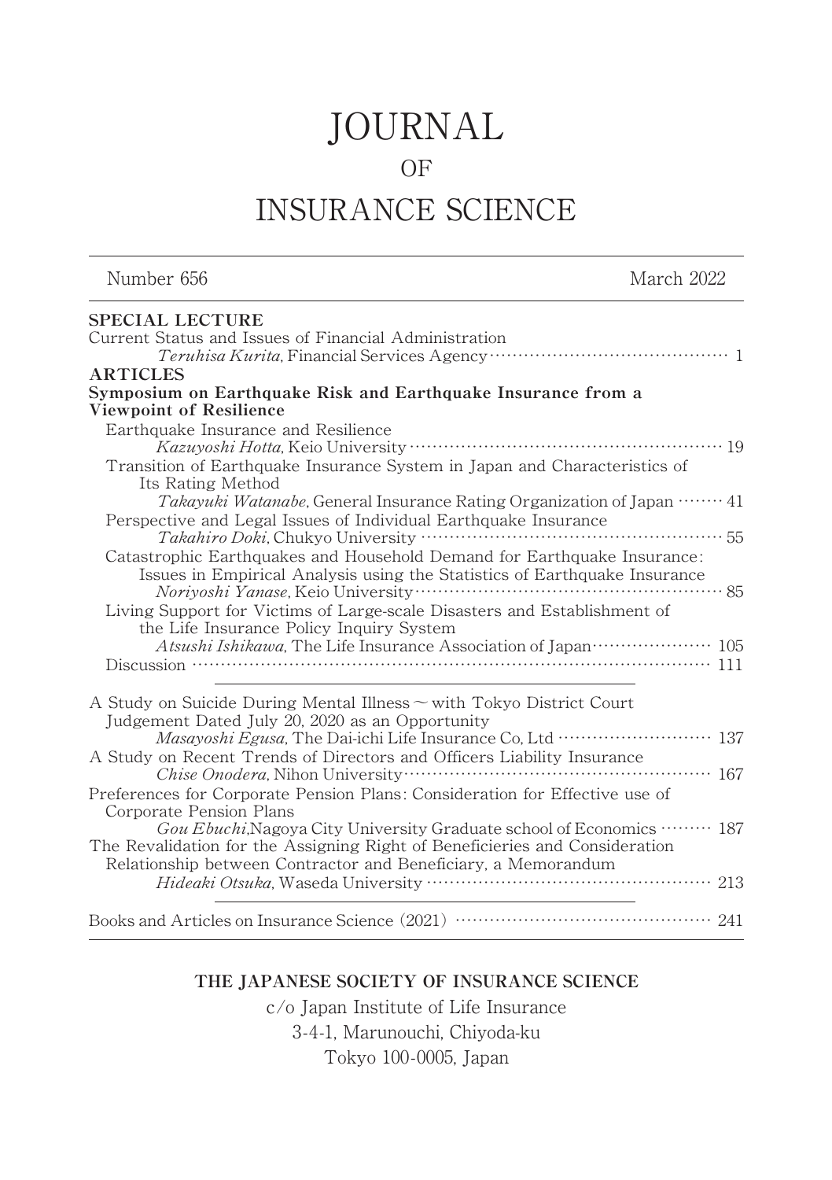# JOURNAL
## OF
# INSURANCE SCIENCE

Number 656 March 2022

**SPECIAL LECTURE**

Current Status and Issues of Financial Administration
*Teruhisa Kurita*, Financial Services Agency ········· 1

**ARTICLES**

**Symposium on Earthquake Risk and Earthquake Insurance from a Viewpoint of Resilience**

Earthquake Insurance and Resilience
*Kazuyoshi Hotta*, Keio University ········· 19

Transition of Earthquake Insurance System in Japan and Characteristics of Its Rating Method
*Takayuki Watanabe*, General Insurance Rating Organization of Japan ········· 41

Perspective and Legal Issues of Individual Earthquake Insurance
*Takahiro Doki*, Chukyo University ········· 55

Catastrophic Earthquakes and Household Demand for Earthquake Insurance: Issues in Empirical Analysis using the Statistics of Earthquake Insurance
*Noriyoshi Yanase*, Keio University ········· 85

Living Support for Victims of Large-scale Disasters and Establishment of the Life Insurance Policy Inquiry System
*Atsushi Ishikawa*, The Life Insurance Association of Japan ········· 105

Discussion ········· 111

---

A Study on Suicide During Mental Illness ~ with Tokyo District Court Judgement Dated July 20, 2020 as an Opportunity
*Masayoshi Egusa*, The Dai-ichi Life Insurance Co, Ltd ········· 137

A Study on Recent Trends of Directors and Officers Liability Insurance
*Chise Onodera*, Nihon University ········· 167

Preferences for Corporate Pension Plans: Consideration for Effective use of Corporate Pension Plans
*Gou Ebuchi*, Nagoya City University Graduate school of Economics ········· 187

The Revalidation for the Assigning Right of Beneficieries and Consideration Relationship between Contractor and Beneficiary, a Memorandum
*Hideaki Otsuka*, Waseda University ········· 213

---

Books and Articles on Insurance Science (2021) ········· 241

**THE JAPANESE SOCIETY OF INSURANCE SCIENCE**

c/o Japan Institute of Life Insurance
3-4-1, Marunouchi, Chiyoda-ku
Tokyo 100-0005, Japan